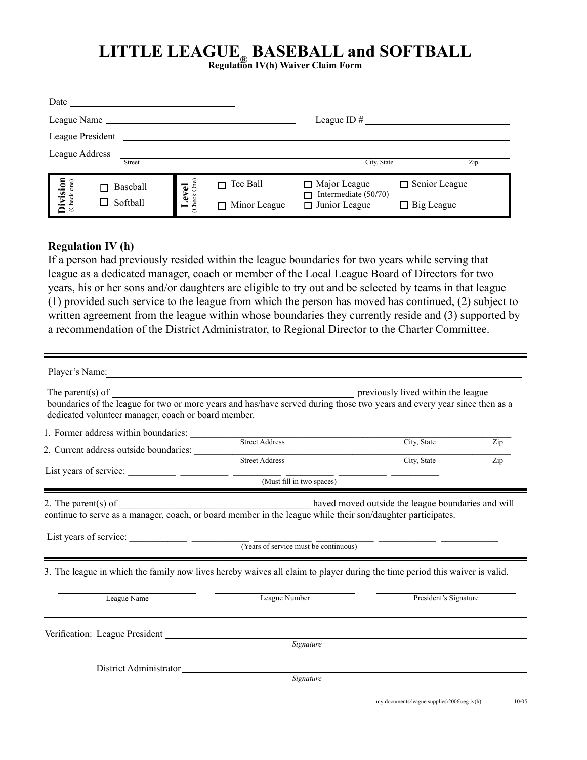# LITTLE LEAGUE® BASEBALL and SOFTBALL

**Regulation IV(h) Waiver Claim Form**

Date ______________________________

League Name ______________________________ League ID # ______________________________

League President ______________________________

League Address ______________________________
Street City, State Zip

**Division** (Check one)
- ☐ Baseball
- ☐ Softball

**Level** (Check One)
- ☐ Tee Ball
- ☐ Minor League
- ☐ Major League
- ☐ Intermediate (50/70)
- ☐ Junior League
- ☐ Senior League
- ☐ Big League

**Regulation IV (h)**

If a person had previously resided within the league boundaries for two years while serving that league as a dedicated manager, coach or member of the Local League Board of Directors for two years, his or her sons and/or daughters are eligible to try out and be selected by teams in that league (1) provided such service to the league from which the person has moved has continued, (2) subject to written agreement from the league within whose boundaries they currently reside and (3) supported by a recommendation of the District Administrator, to Regional Director to the Charter Committee.

---

Player's Name: ______________________________

The parent(s) of ______________________________ previously lived within the league boundaries of the league for two or more years and has/have served during those two years and every year since then as a dedicated volunteer manager, coach or board member.

1. Former address within boundaries: ______________________________
Street Address City, State Zip

2. Current address outside boundaries: ______________________________
Street Address City, State Zip

List years of service: __________ __________ __________ __________ __________ __________
(Must fill in two spaces)

---

2. The parent(s) of ______________________________ haved moved outside the league boundaries and will continue to serve as a manager, coach, or board member in the league while their son/daughter participates.

List years of service: ____________ ____________ ____________ ____________ ____________ ____________
(Years of service must be continuous)

---

3. The league in which the family now lives hereby waives all claim to player during the time period this waiver is valid.

______________________ ______________________ ______________________
League Name League Number President's Signature

---

Verification: League President ______________________________
*Signature*

District Administrator ______________________________
*Signature*

my documents\league supplies\2006\reg iv(h) 10/05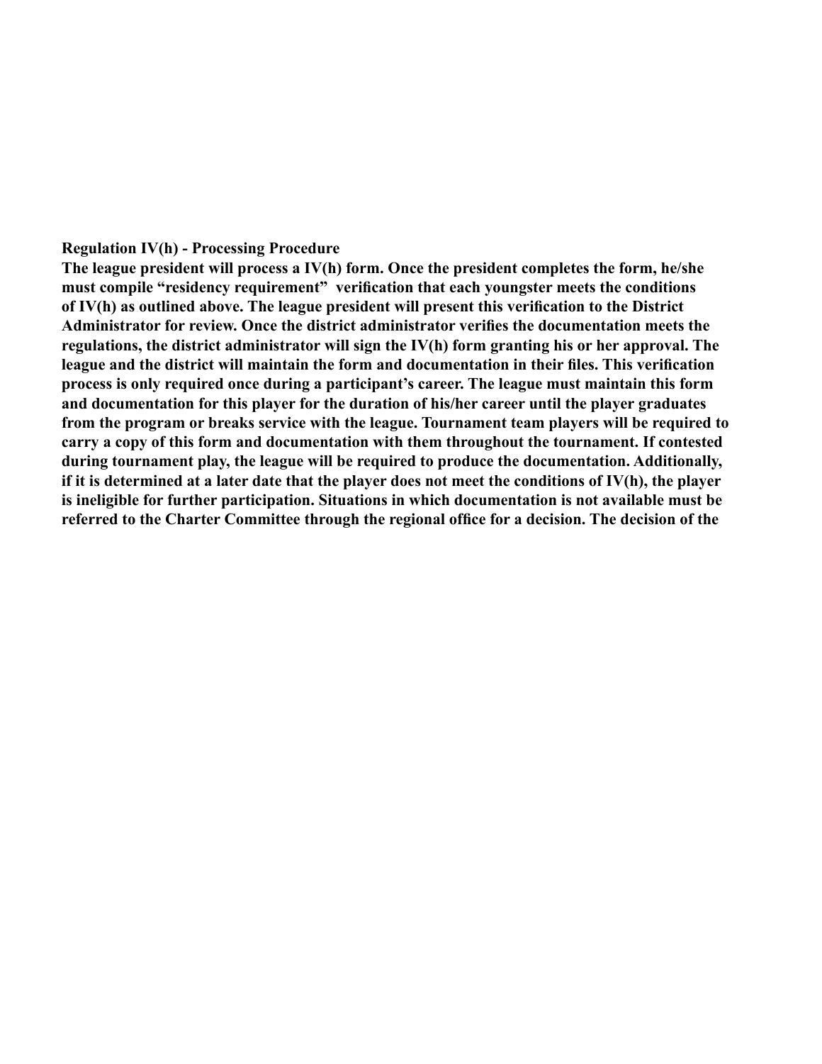**Regulation IV(h) - Processing Procedure**

**The league president will process a IV(h) form. Once the president completes the form, he/she must compile "residency requirement" verification that each youngster meets the conditions of IV(h) as outlined above. The league president will present this verification to the District Administrator for review. Once the district administrator verifies the documentation meets the regulations, the district administrator will sign the IV(h) form granting his or her approval. The league and the district will maintain the form and documentation in their files. This verification process is only required once during a participant's career. The league must maintain this form and documentation for this player for the duration of his/her career until the player graduates from the program or breaks service with the league. Tournament team players will be required to carry a copy of this form and documentation with them throughout the tournament. If contested during tournament play, the league will be required to produce the documentation. Additionally, if it is determined at a later date that the player does not meet the conditions of IV(h), the player is ineligible for further participation. Situations in which documentation is not available must be referred to the Charter Committee through the regional office for a decision. The decision of the**